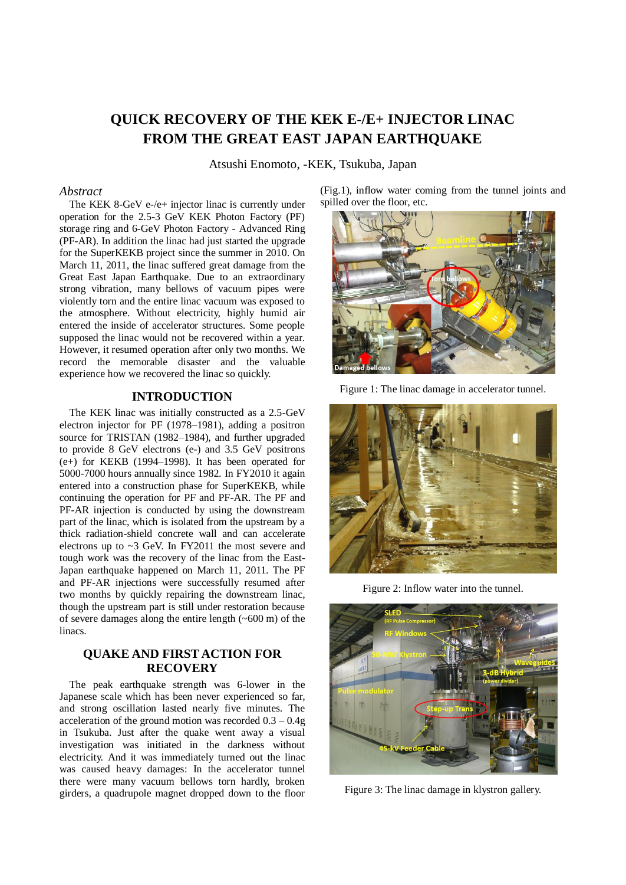# QUICK RECOVERY OF THE KEK E-/E+ INJECTOR LINAC FROM THE GREAT EAST JAPAN EARTHQUAKE

Atsushi Enomoto, -KEK, Tsukuba, Japan

## *Abstract*

The KEK 8-GeV e-/e+ injector linac is currently under operation for the 2.5-3 GeV KEK Photon Factory (PF) storage ring and 6-GeV Photon Factory - Advanced Ring (PF-AR). In addition the linac had just started the upgrade for the SuperKEKB project since the summer in 2010. On March 11, 2011, the linac suffered great damage from the Great East Japan Earthquake. Due to an extraordinary strong vibration, many bellows of vacuum pipes were violently torn and the entire linac vacuum was exposed to the atmosphere. Without electricity, highly humid air entered the inside of accelerator structures. Some people supposed the linac would not be recovered within a year. However, it resumed operation after only two months. We record the memorable disaster and the valuable experience how we recovered the linac so quickly.

## INTRODUCTION

The KEK linac was initially constructed as a 2.5-GeV electron injector for PF (1978–1981), adding a positron source for TRISTAN (1982–1984), and further upgraded to provide 8 GeV electrons (e-) and 3.5 GeV positrons (e+) for KEKB (1994–1998). It has been operated for 5000-7000 hours annually since 1982. In FY2010 it again entered into a construction phase for SuperKEKB, while continuing the operation for PF and PF-AR. The PF and PF-AR injection is conducted by using the downstream part of the linac, which is isolated from the upstream by a thick radiation-shield concrete wall and can accelerate electrons up to ~3 GeV. In FY2011 the most severe and tough work was the recovery of the linac from the East-Japan earthquake happened on March 11, 2011. The PF and PF-AR injections were successfully resumed after two months by quickly repairing the downstream linac, though the upstream part is still under restoration because of severe damages along the entire length (~600 m) of the linacs.

## QUAKE AND FIRST ACTION FOR RECOVERY

The peak earthquake strength was 6-lower in the Japanese scale which has been never experienced so far, and strong oscillation lasted nearly five minutes. The acceleration of the ground motion was recorded 0.3 – 0.4g in Tsukuba. Just after the quake went away a visual investigation was initiated in the darkness without electricity. And it was immediately turned out the linac was caused heavy damages: In the accelerator tunnel there were many vacuum bellows torn hardly, broken girders, a quadrupole magnet dropped down to the floor (Fig.1), inflow water coming from the tunnel joints and spilled over the floor, etc.

Figure 1: The linac damage in accelerator tunnel.

Figure 2: Inflow water into the tunnel.

Figure 3: The linac damage in klystron gallery.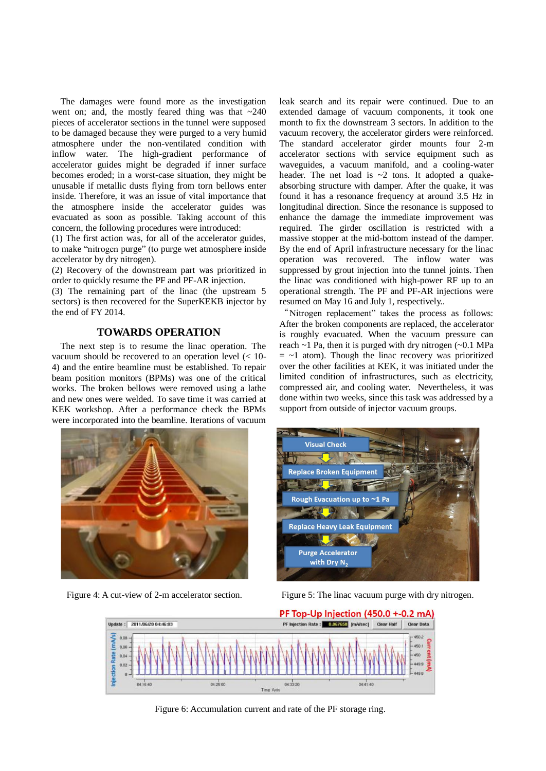The damages were found more as the investigation went on; and, the mostly feared thing was that ~240 pieces of accelerator sections in the tunnel were supposed to be damaged because they were purged to a very humid atmosphere under the non-ventilated condition with inflow water. The high-gradient performance of accelerator guides might be degraded if inner surface becomes eroded; in a worst-case situation, they might be unusable if metallic dusts flying from torn bellows enter inside. Therefore, it was an issue of vital importance that the atmosphere inside the accelerator guides was evacuated as soon as possible. Taking account of this concern, the following procedures were introduced:

(1) The first action was, for all of the accelerator guides, to make "nitrogen purge" (to purge wet atmosphere inside accelerator by dry nitrogen).

(2) Recovery of the downstream part was prioritized in order to quickly resume the PF and PF-AR injection.

(3) The remaining part of the linac (the upstream 5 sectors) is then recovered for the SuperKEKB injector by the end of FY 2014.

## TOWARDS OPERATION

The next step is to resume the linac operation. The vacuum should be recovered to an operation level (< 10-4) and the entire beamline must be established. To repair beam position monitors (BPMs) was one of the critical works. The broken bellows were removed using a lathe and new ones were welded. To save time it was carried at KEK workshop. After a performance check the BPMs were incorporated into the beamline. Iterations of vacuum leak search and its repair were continued. Due to an extended damage of vacuum components, it took one month to fix the downstream 3 sectors. In addition to the vacuum recovery, the accelerator girders were reinforced. The standard accelerator girder mounts four 2-m accelerator sections with service equipment such as waveguides, a vacuum manifold, and a cooling-water header. The net load is ~2 tons. It adopted a quake-absorbing structure with damper. After the quake, it was found it has a resonance frequency at around 3.5 Hz in longitudinal direction. Since the resonance is supposed to enhance the damage the immediate improvement was required. The girder oscillation is restricted with a massive stopper at the mid-bottom instead of the damper. By the end of April infrastructure necessary for the linac operation was recovered. The inflow water was suppressed by grout injection into the tunnel joints. Then the linac was conditioned with high-power RF up to an operational strength. The PF and PF-AR injections were resumed on May 16 and July 1, respectively..

"Nitrogen replacement" takes the process as follows: After the broken components are replaced, the accelerator is roughly evacuated. When the vacuum pressure can reach ~1 Pa, then it is purged with dry nitrogen (~0.1 MPa = ~1 atom). Though the linac recovery was prioritized over the other facilities at KEK, it was initiated under the limited condition of infrastructures, such as electricity, compressed air, and cooling water. Nevertheless, it was done within two weeks, since this task was addressed by a support from outside of injector vacuum groups.

Figure 4: A cut-view of 2-m accelerator section.

Figure 5: The linac vacuum purge with dry nitrogen.

Figure 6: Accumulation current and rate of the PF storage ring.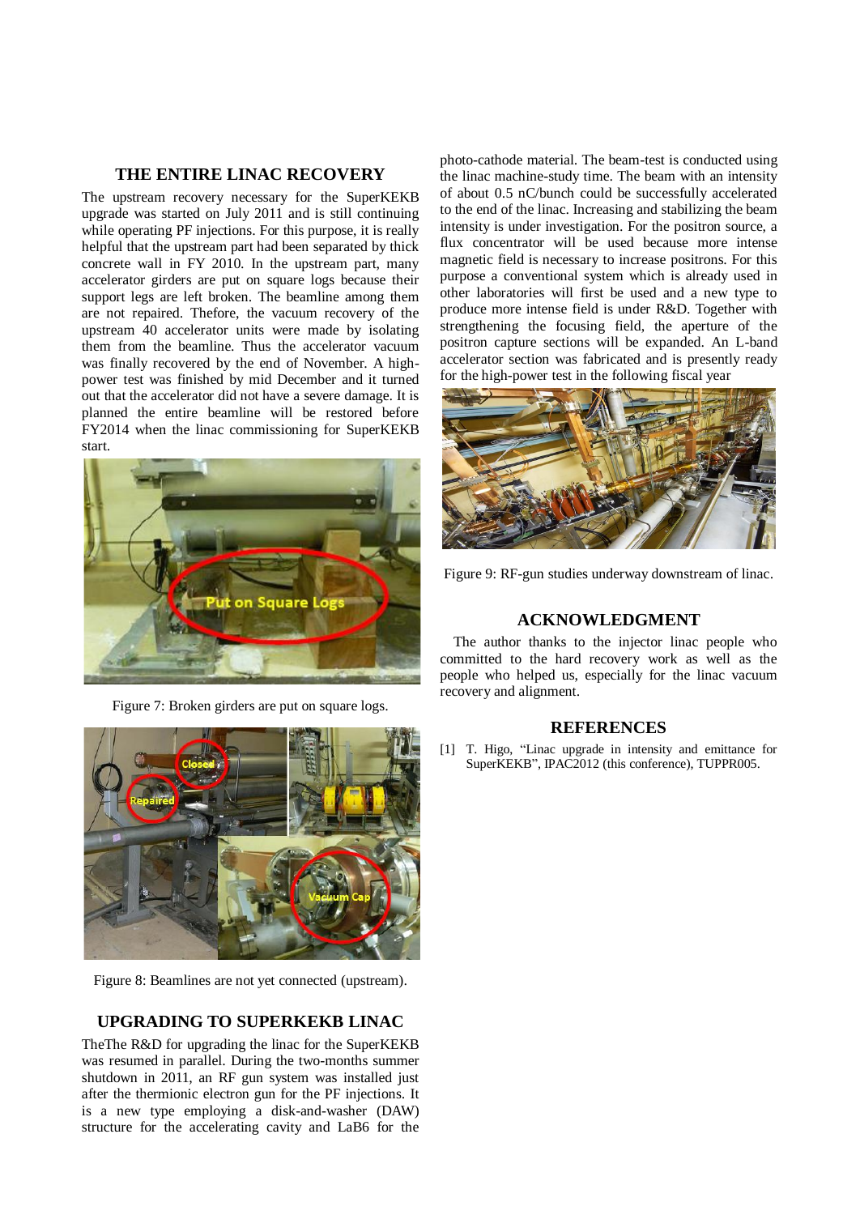## THE ENTIRE LINAC RECOVERY

The upstream recovery necessary for the SuperKEKB upgrade was started on July 2011 and is still continuing while operating PF injections. For this purpose, it is really helpful that the upstream part had been separated by thick concrete wall in FY 2010. In the upstream part, many accelerator girders are put on square logs because their support legs are left broken. The beamline among them are not repaired. Thefore, the vacuum recovery of the upstream 40 accelerator units were made by isolating them from the beamline. Thus the accelerator vacuum was finally recovered by the end of November. A high-power test was finished by mid December and it turned out that the accelerator did not have a severe damage. It is planned the entire beamline will be restored before FY2014 when the linac commissioning for SuperKEKB start.

Figure 7: Broken girders are put on square logs.

Figure 8: Beamlines are not yet connected (upstream).

## UPGRADING TO SUPERKEKB LINAC

TheThe R&D for upgrading the linac for the SuperKEKB was resumed in parallel. During the two-months summer shutdown in 2011, an RF gun system was installed just after the thermionic electron gun for the PF injections. It is a new type employing a disk-and-washer (DAW) structure for the accelerating cavity and LaB6 for the photo-cathode material. The beam-test is conducted using the linac machine-study time. The beam with an intensity of about 0.5 nC/bunch could be successfully accelerated to the end of the linac. Increasing and stabilizing the beam intensity is under investigation. For the positron source, a flux concentrator will be used because more intense magnetic field is necessary to increase positrons. For this purpose a conventional system which is already used in other laboratories will first be used and a new type to produce more intense field is under R&D. Together with strengthening the focusing field, the aperture of the positron capture sections will be expanded. An L-band accelerator section was fabricated and is presently ready for the high-power test in the following fiscal year

Figure 9: RF-gun studies underway downstream of linac.

## ACKNOWLEDGMENT

The author thanks to the injector linac people who committed to the hard recovery work as well as the people who helped us, especially for the linac vacuum recovery and alignment.

## REFERENCES

[1] T. Higo, "Linac upgrade in intensity and emittance for SuperKEKB", IPAC2012 (this conference), TUPPR005.